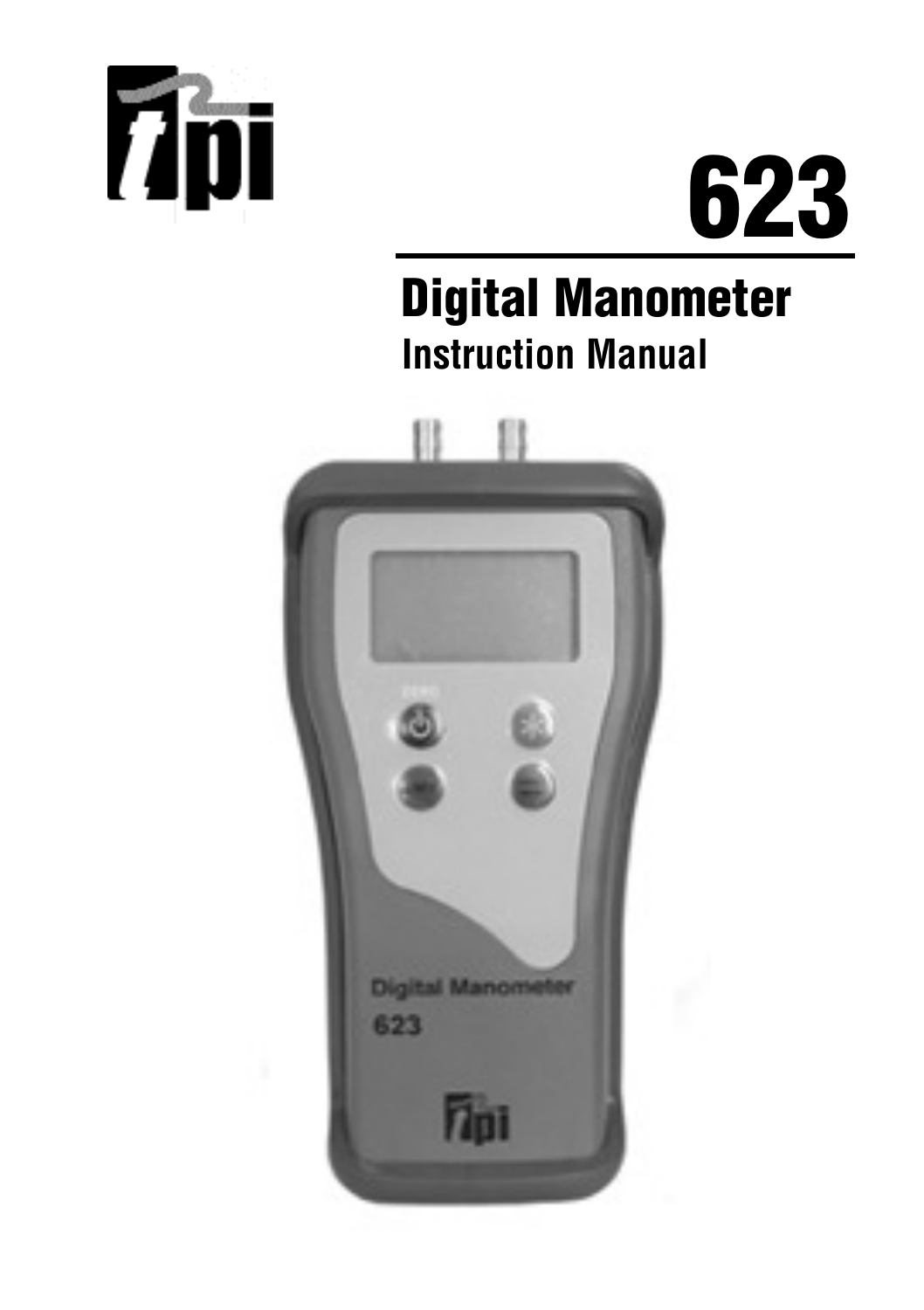# 623

## Digital Manometer

### Instruction Manual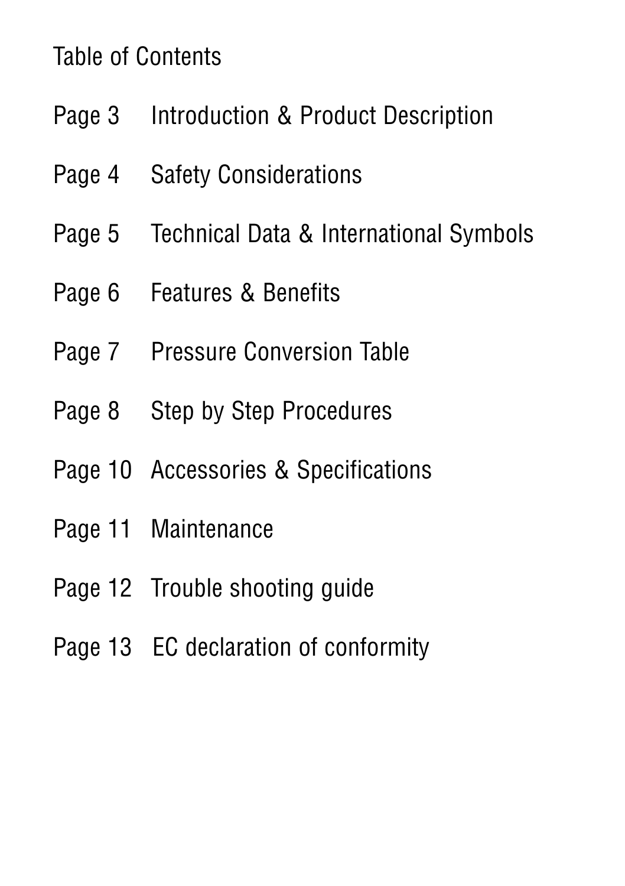# Table of Contents

| | |
|---|---|
| Page 3 | Introduction & Product Description |
| Page 4 | Safety Considerations |
| Page 5 | Technical Data & International Symbols |
| Page 6 | Features & Benefits |
| Page 7 | Pressure Conversion Table |
| Page 8 | Step by Step Procedures |
| Page 10 | Accessories & Specifications |
| Page 11 | Maintenance |
| Page 12 | Trouble shooting guide |
| Page 13 | EC declaration of conformity |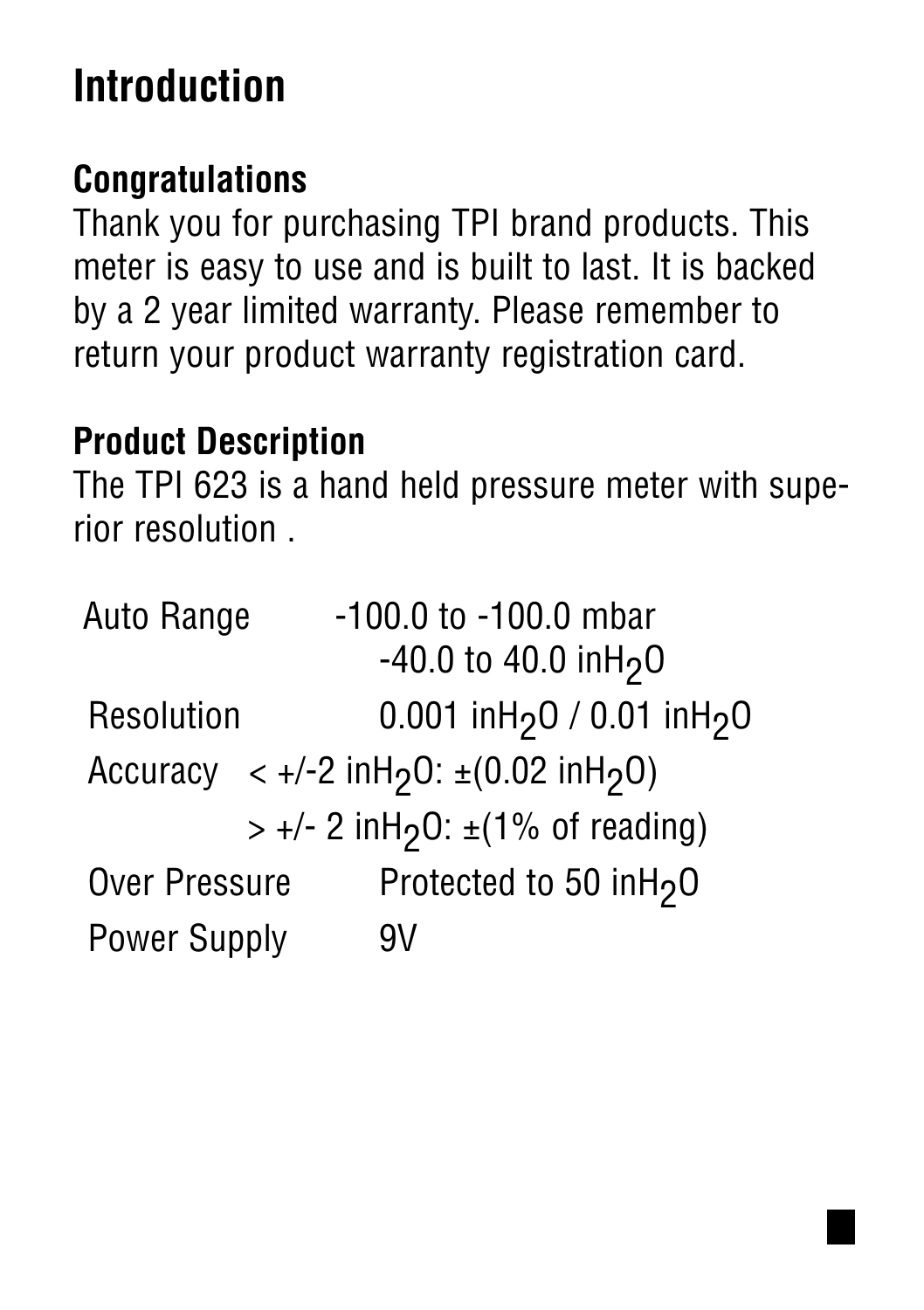# Introduction

## Congratulations

Thank you for purchasing TPI brand products. This meter is easy to use and is built to last. It is backed by a 2 year limited warranty. Please remember to return your product warranty registration card.

## Product Description

The TPI 623 is a hand held pressure meter with superior resolution .

| | |
|---|---|
| Auto Range | -100.0 to -100.0 mbar<br>-40.0 to 40.0 in$H_2O$ |
| Resolution | 0.001 in$H_2O$ / 0.01 in$H_2O$ |
| Accuracy | < +/-2 in$H_2O$: ±(0.02 in$H_2O$)<br>> +/- 2 in$H_2O$: ±(1% of reading) |
| Over Pressure | Protected to 50 in$H_2O$ |
| Power Supply | 9V |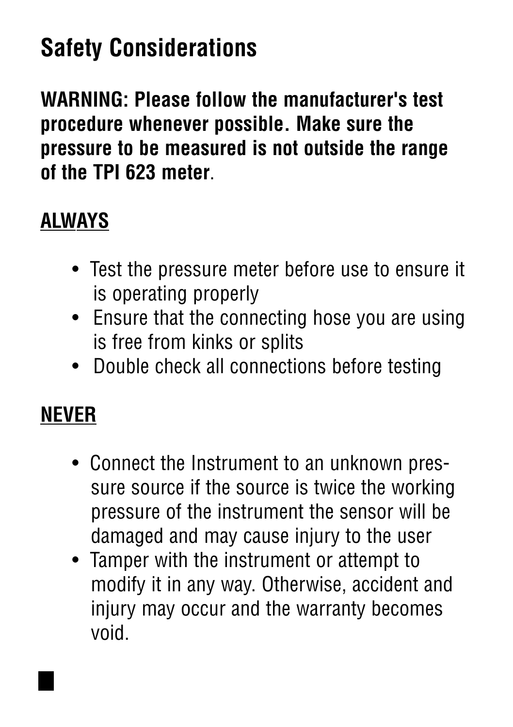# Safety Considerations

**WARNING: Please follow the manufacturer's test procedure whenever possible. Make sure the pressure to be measured is not outside the range of the TPI 623 meter**.

## ALWAYS

- Test the pressure meter before use to ensure it is operating properly
- Ensure that the connecting hose you are using is free from kinks or splits
- Double check all connections before testing

## NEVER

- Connect the Instrument to an unknown pressure source if the source is twice the working pressure of the instrument the sensor will be damaged and may cause injury to the user
- Tamper with the instrument or attempt to modify it in any way. Otherwise, accident and injury may occur and the warranty becomes void.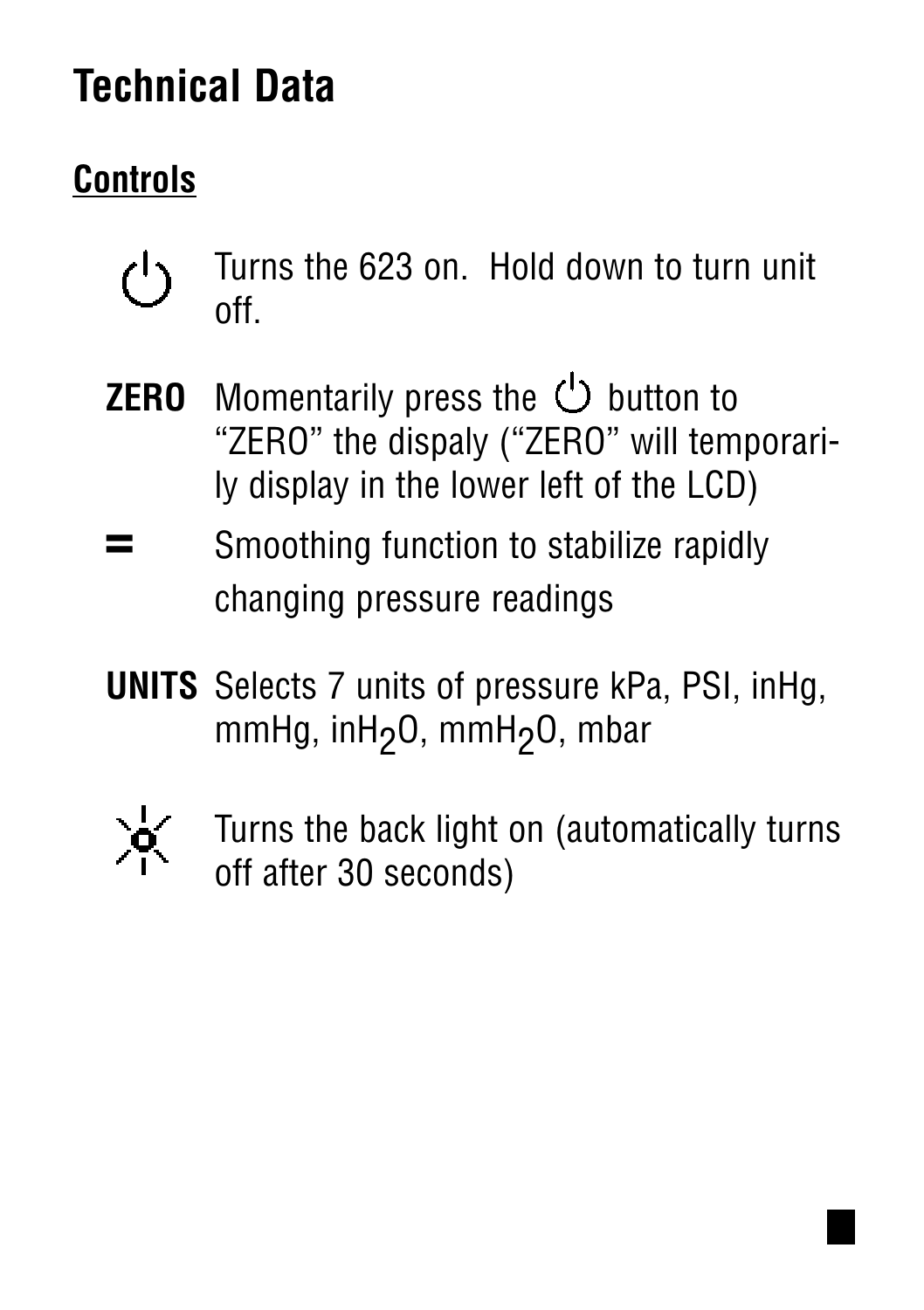# Technical Data

## Controls

⏻ Turns the 623 on. Hold down to turn unit off.

**ZERO** Momentarily press the ⏻ button to "ZERO" the dispaly ("ZERO" will temporarily display in the lower left of the LCD)

**=** Smoothing function to stabilize rapidly changing pressure readings

**UNITS** Selects 7 units of pressure kPa, PSI, inHg, mmHg, in$H_2O$, mm$H_2O$, mbar

☼ Turns the back light on (automatically turns off after 30 seconds)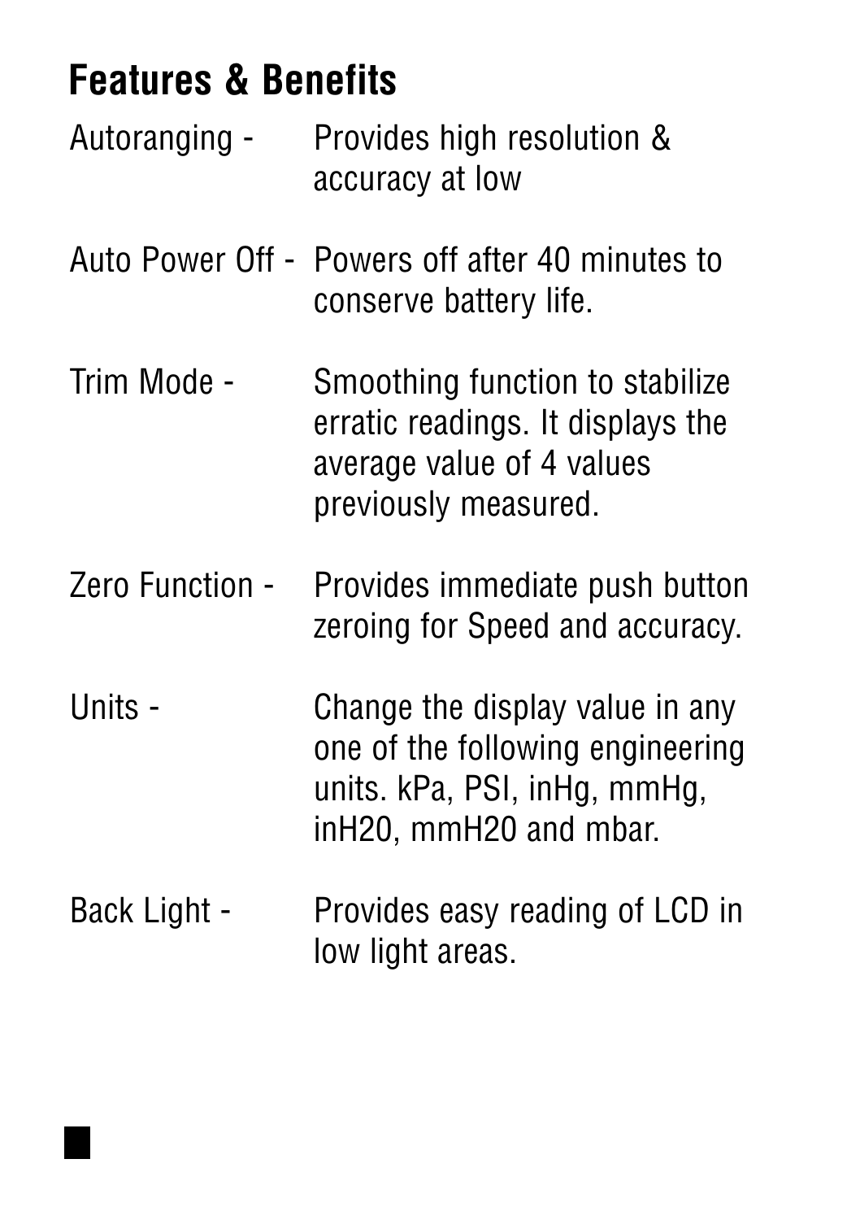# Features & Benefits

Autoranging - Provides high resolution & accuracy at low

Auto Power Off - Powers off after 40 minutes to conserve battery life.

Trim Mode - Smoothing function to stabilize erratic readings. It displays the average value of 4 values previously measured.

Zero Function - Provides immediate push button zeroing for Speed and accuracy.

Units - Change the display value in any one of the following engineering units. kPa, PSI, inHg, mmHg, inH20, mmH20 and mbar.

Back Light - Provides easy reading of LCD in low light areas.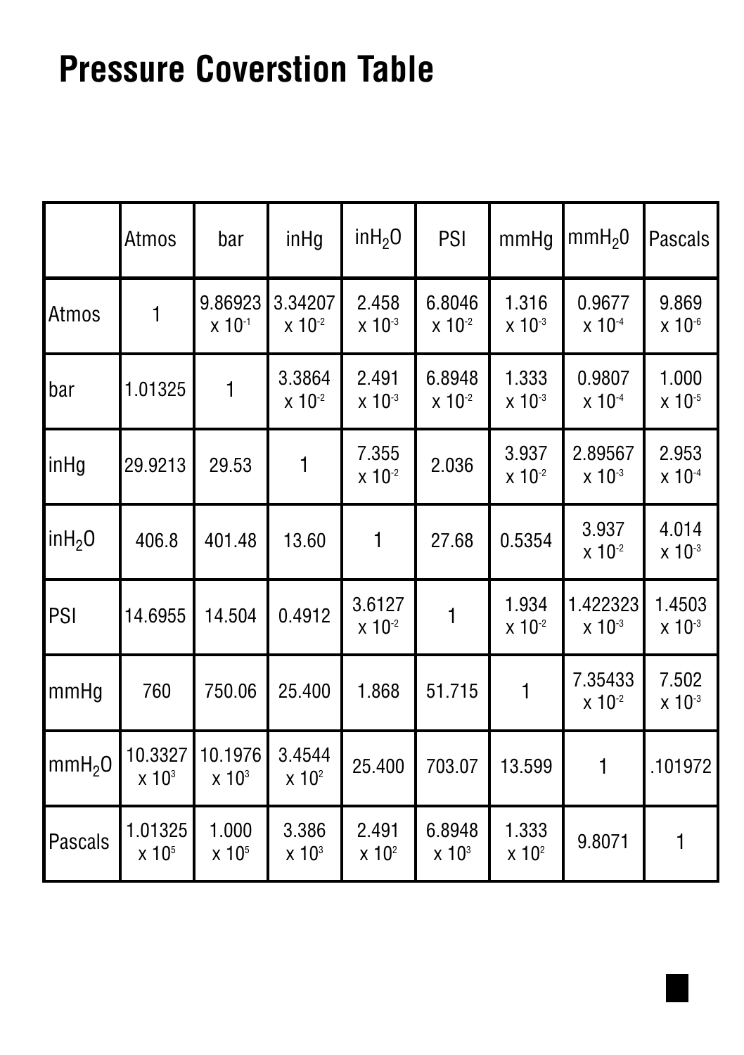# Pressure Coverstion Table

| | Atmos | bar | inHg | $inH_2O$ | PSI | mmHg | $mmH_20$ | Pascals |
|---|---|---|---|---|---|---|---|---|
| Atmos | 1 | $9.86923 \times 10^{-1}$ | $3.34207 \times 10^{-2}$ | $2.458 \times 10^{-3}$ | $6.8046 \times 10^{-2}$ | $1.316 \times 10^{-3}$ | $0.9677 \times 10^{-4}$ | $9.869 \times 10^{-6}$ |
| bar | 1.01325 | 1 | $3.3864 \times 10^{-2}$ | $2.491 \times 10^{-3}$ | $6.8948 \times 10^{-2}$ | $1.333 \times 10^{-3}$ | $0.9807 \times 10^{-4}$ | $1.000 \times 10^{-5}$ |
| inHg | 29.9213 | 29.53 | 1 | $7.355 \times 10^{-2}$ | 2.036 | $3.937 \times 10^{-2}$ | $2.89567 \times 10^{-3}$ | $2.953 \times 10^{-4}$ |
| $inH_2O$ | 406.8 | 401.48 | 13.60 | 1 | 27.68 | 0.5354 | $3.937 \times 10^{-2}$ | $4.014 \times 10^{-3}$ |
| PSI | 14.6955 | 14.504 | 0.4912 | $3.6127 \times 10^{-2}$ | 1 | $1.934 \times 10^{-2}$ | $1.422323 \times 10^{-3}$ | $1.4503 \times 10^{-3}$ |
| mmHg | 760 | 750.06 | 25.400 | 1.868 | 51.715 | 1 | $7.35433 \times 10^{-2}$ | $7.502 \times 10^{-3}$ |
| $mmH_2O$ | $10.3327 \times 10^{3}$ | $10.1976 \times 10^{3}$ | $3.4544 \times 10^{2}$ | 25.400 | 703.07 | 13.599 | 1 | .101972 |
| Pascals | $1.01325 \times 10^{5}$ | $1.000 \times 10^{5}$ | $3.386 \times 10^{3}$ | $2.491 \times 10^{2}$ | $6.8948 \times 10^{3}$ | $1.333 \times 10^{2}$ | 9.8071 | 1 |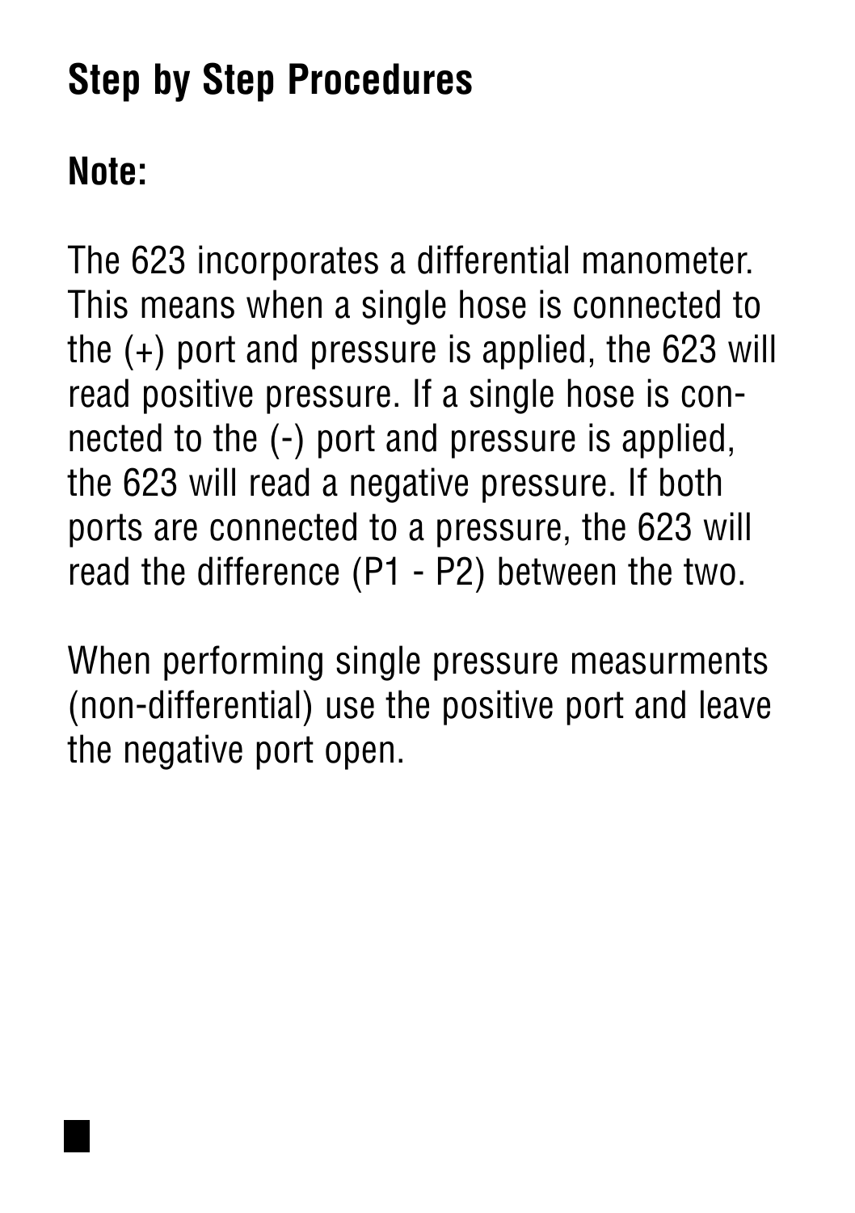## Step by Step Procedures

### Note:

The 623 incorporates a differential manometer. This means when a single hose is connected to the (+) port and pressure is applied, the 623 will read positive pressure. If a single hose is connected to the (-) port and pressure is applied, the 623 will read a negative pressure. If both ports are connected to a pressure, the 623 will read the difference (P1 - P2) between the two.

When performing single pressure measurments (non-differential) use the positive port and leave the negative port open.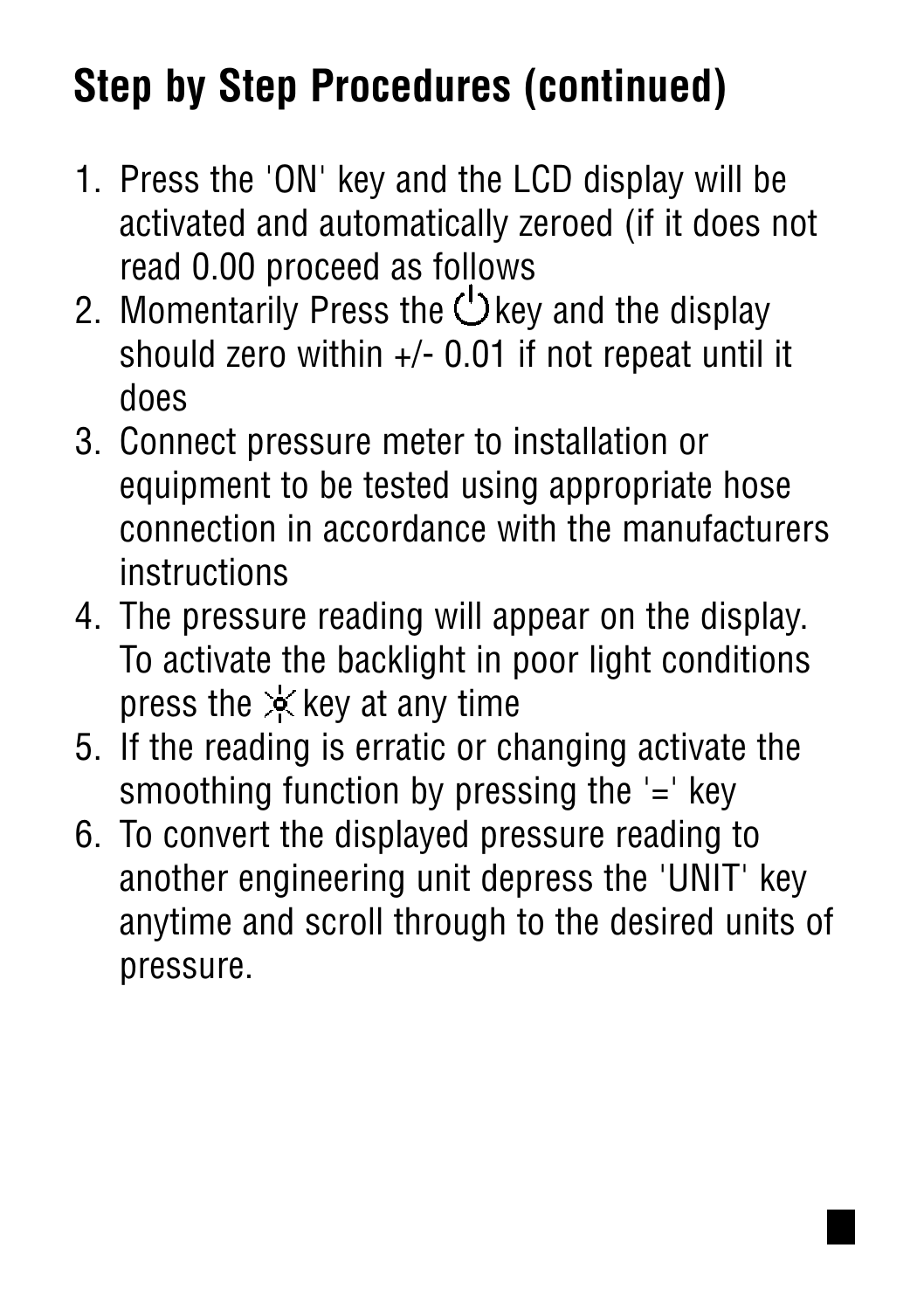# Step by Step Procedures (continued)

1. Press the 'ON' key and the LCD display will be activated and automatically zeroed (if it does not read 0.00 proceed as follows
2. Momentarily Press the ⏻ key and the display should zero within +/- 0.01 if not repeat until it does
3. Connect pressure meter to installation or equipment to be tested using appropriate hose connection in accordance with the manufacturers instructions
4. The pressure reading will appear on the display. To activate the backlight in poor light conditions press the ☼ key at any time
5. If the reading is erratic or changing activate the smoothing function by pressing the '=' key
6. To convert the displayed pressure reading to another engineering unit depress the 'UNIT' key anytime and scroll through to the desired units of pressure.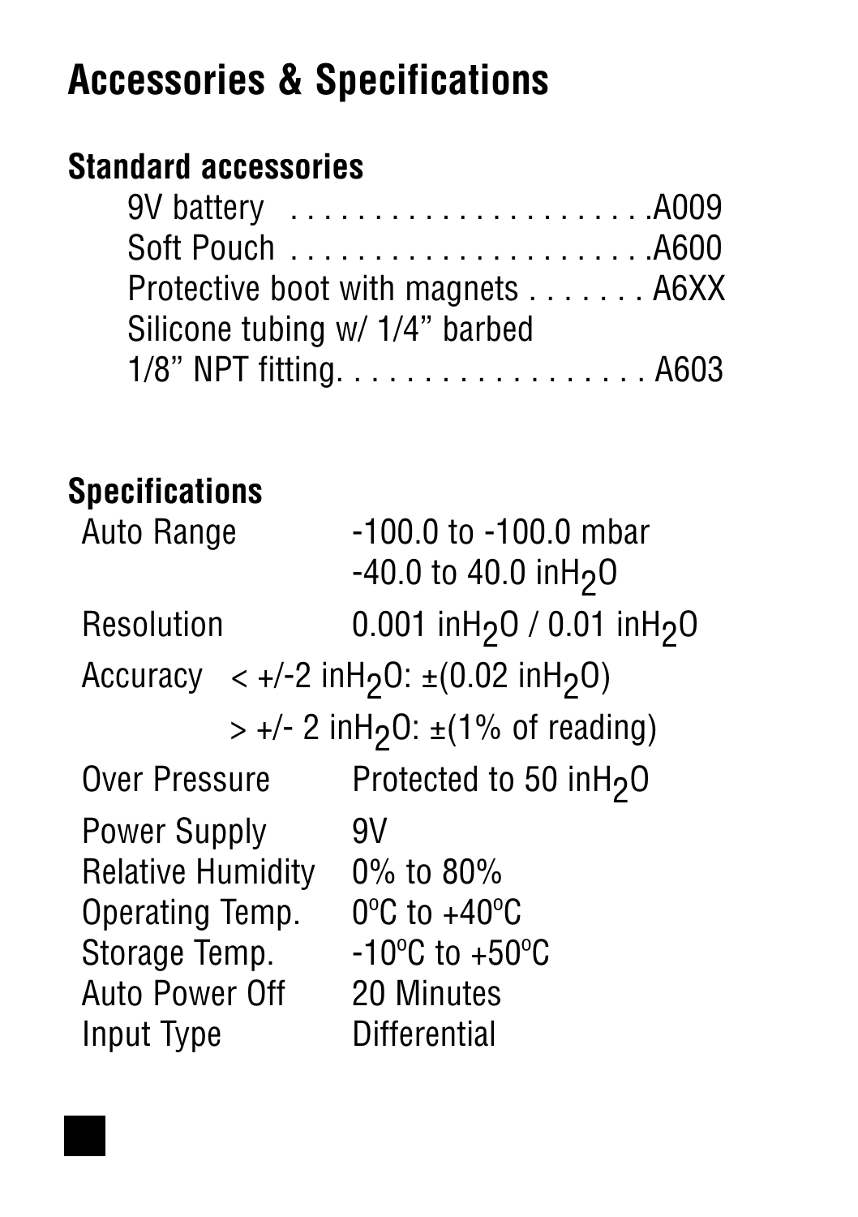# Accessories & Specifications

## Standard accessories

| Item | Part No. |
|---|---|
| 9V battery | A009 |
| Soft Pouch | A600 |
| Protective boot with magnets | A6XX |
| Silicone tubing w/ 1/4" barbed 1/8" NPT fitting | A603 |

## Specifications

| Specification | Value |
|---|---|
| Auto Range | -100.0 to -100.0 mbar<br>-40.0 to 40.0 in$H_2O$ |
| Resolution | 0.001 in$H_2O$ / 0.01 in$H_2O$ |
| Accuracy | < +/-2 in$H_2O$: ±(0.02 in$H_2O$)<br>> +/- 2 in$H_2O$: ±(1% of reading) |
| Over Pressure | Protected to 50 in$H_2O$ |
| Power Supply | 9V |
| Relative Humidity | 0% to 80% |
| Operating Temp. | 0ºC to +40ºC |
| Storage Temp. | -10ºC to +50ºC |
| Auto Power Off | 20 Minutes |
| Input Type | Differential |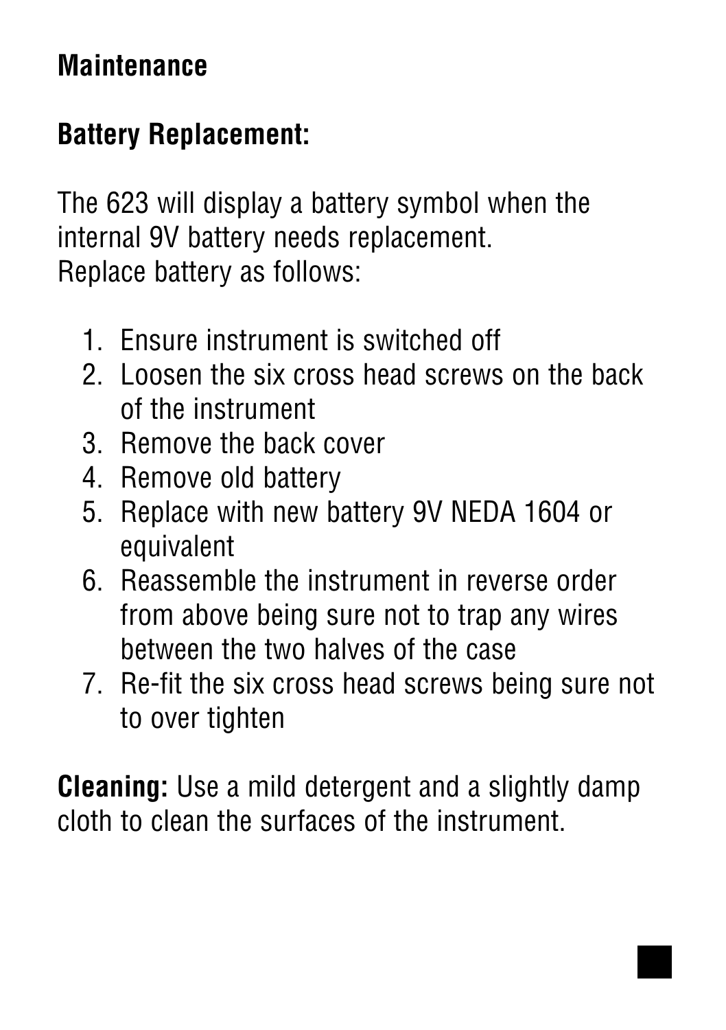## Maintenance

### Battery Replacement:

The 623 will display a battery symbol when the internal 9V battery needs replacement.
Replace battery as follows:

1. Ensure instrument is switched off
2. Loosen the six cross head screws on the back of the instrument
3. Remove the back cover
4. Remove old battery
5. Replace with new battery 9V NEDA 1604 or equivalent
6. Reassemble the instrument in reverse order from above being sure not to trap any wires between the two halves of the case
7. Re-fit the six cross head screws being sure not to over tighten

**Cleaning:** Use a mild detergent and a slightly damp cloth to clean the surfaces of the instrument.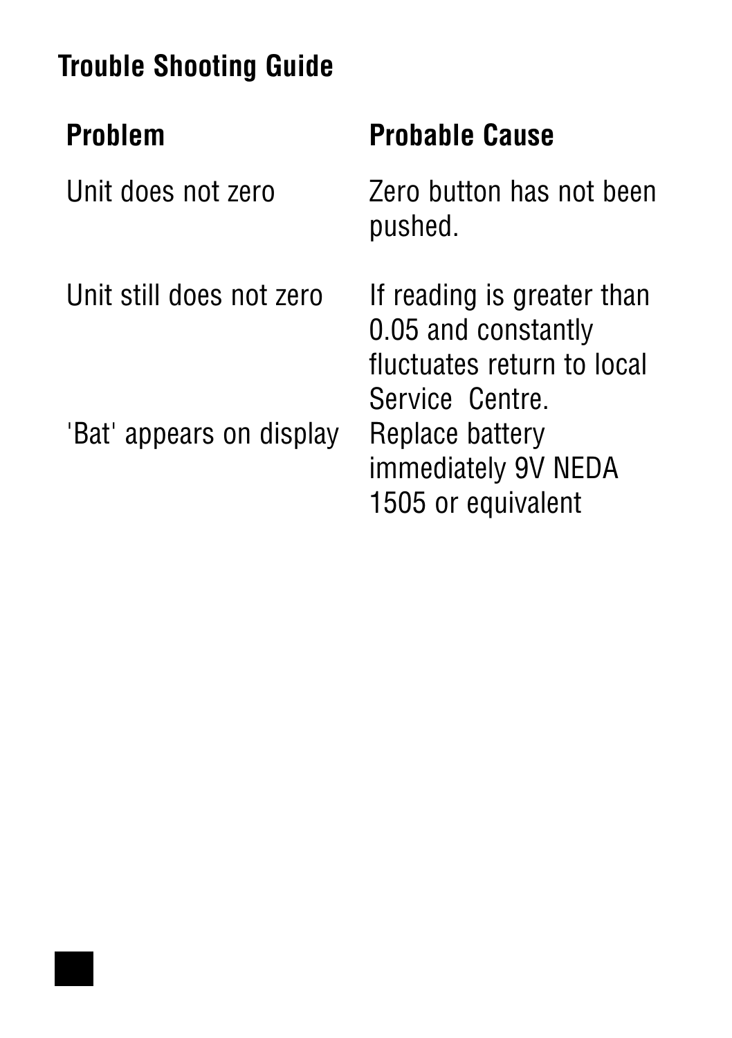## Trouble Shooting Guide

| Problem | Probable Cause |
| --- | --- |
| Unit does not zero | Zero button has not been pushed. |
| Unit still does not zero | If reading is greater than 0.05 and constantly fluctuates return to local Service Centre. |
| 'Bat' appears on display | Replace battery immediately 9V NEDA 1505 or equivalent |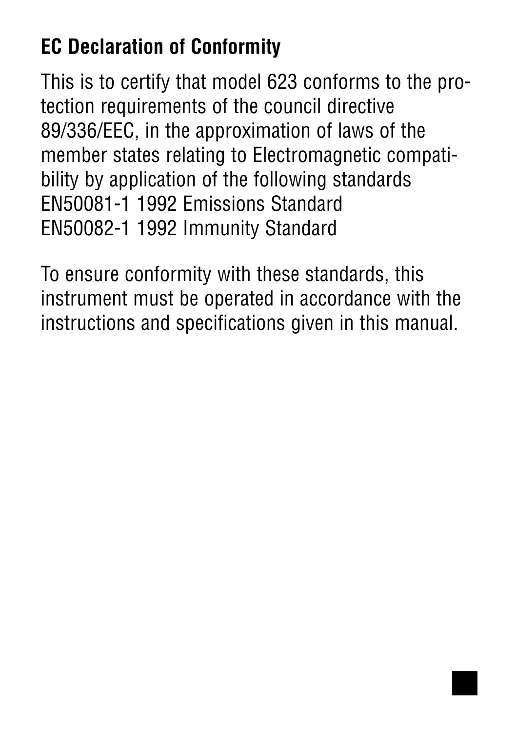## EC Declaration of Conformity

This is to certify that model 623 conforms to the protection requirements of the council directive 89/336/EEC, in the approximation of laws of the member states relating to Electromagnetic compatibility by application of the following standards
EN50081-1 1992 Emissions Standard
EN50082-1 1992 Immunity Standard

To ensure conformity with these standards, this instrument must be operated in accordance with the instructions and specifications given in this manual.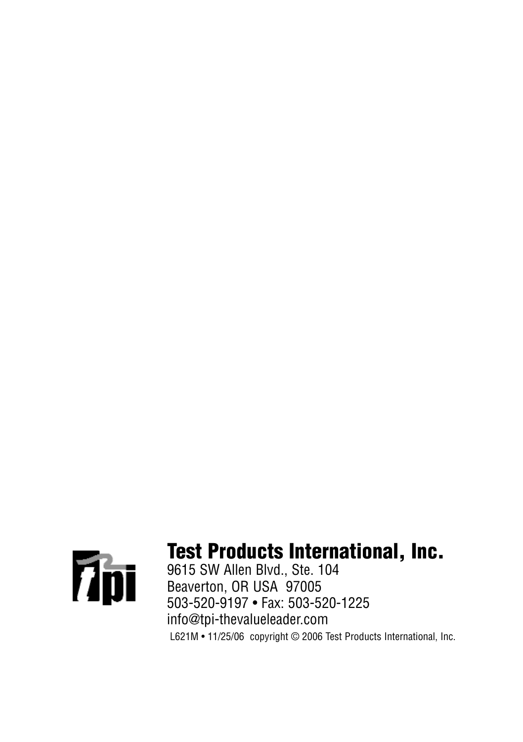**Test Products International, Inc.**

9615 SW Allen Blvd., Ste. 104
Beaverton, OR USA 97005
503-520-9197 • Fax: 503-520-1225
info@tpi-thevalueleader.com

L621M • 11/25/06 copyright © 2006 Test Products International, Inc.